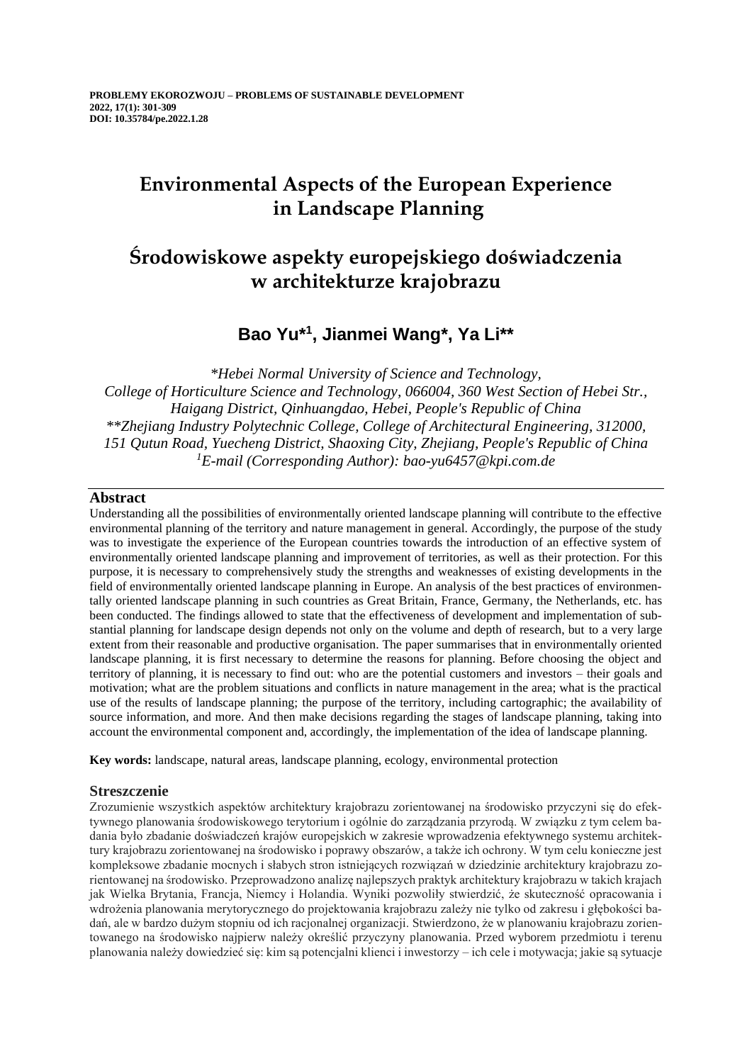**PROBLEMY EKOROZWOJU – PROBLEMS OF SUSTAINABLE DEVELOPMENT**
**2022, 17(1): 301-309**
**DOI: 10.35784/pe.2022.1.28**

# Environmental Aspects of the European Experience in Landscape Planning

# Środowiskowe aspekty europejskiego doświadczenia w architekturze krajobrazu

### Bao Yu*[1], Jianmei Wang*, Ya Li**

*\*Hebei Normal University of Science and Technology,*
*College of Horticulture Science and Technology, 066004, 360 West Section of Hebei Str., Haigang District, Qinhuangdao, Hebei, People's Republic of China*
*\*\*Zhejiang Industry Polytechnic College, College of Architectural Engineering, 312000, 151 Qutun Road, Yuecheng District, Shaoxing City, Zhejiang, People's Republic of China*
*[1]E-mail (Corresponding Author): bao-yu6457@kpi.com.de*

## Abstract

Understanding all the possibilities of environmentally oriented landscape planning will contribute to the effective environmental planning of the territory and nature management in general. Accordingly, the purpose of the study was to investigate the experience of the European countries towards the introduction of an effective system of environmentally oriented landscape planning and improvement of territories, as well as their protection. For this purpose, it is necessary to comprehensively study the strengths and weaknesses of existing developments in the field of environmentally oriented landscape planning in Europe. An analysis of the best practices of environmentally oriented landscape planning in such countries as Great Britain, France, Germany, the Netherlands, etc. has been conducted. The findings allowed to state that the effectiveness of development and implementation of substantial planning for landscape design depends not only on the volume and depth of research, but to a very large extent from their reasonable and productive organisation. The paper summarises that in environmentally oriented landscape planning, it is first necessary to determine the reasons for planning. Before choosing the object and territory of planning, it is necessary to find out: who are the potential customers and investors – their goals and motivation; what are the problem situations and conflicts in nature management in the area; what is the practical use of the results of landscape planning; the purpose of the territory, including cartographic; the availability of source information, and more. And then make decisions regarding the stages of landscape planning, taking into account the environmental component and, accordingly, the implementation of the idea of landscape planning.

**Key words:** landscape, natural areas, landscape planning, ecology, environmental protection

## Streszczenie

Zrozumienie wszystkich aspektów architektury krajobrazu zorientowanej na środowisko przyczyni się do efektywnego planowania środowiskowego terytorium i ogólnie do zarządzania przyrodą. W związku z tym celem badania było zbadanie doświadczeń krajów europejskich w zakresie wprowadzenia efektywnego systemu architektury krajobrazu zorientowanej na środowisko i poprawy obszarów, a także ich ochrony. W tym celu konieczne jest kompleksowe zbadanie mocnych i słabych stron istniejących rozwiązań w dziedzinie architektury krajobrazu zorientowanej na środowisko. Przeprowadzono analizę najlepszych praktyk architektury krajobrazu w takich krajach jak Wielka Brytania, Francja, Niemcy i Holandia. Wyniki pozwoliły stwierdzić, że skuteczność opracowania i wdrożenia planowania merytorycznego do projektowania krajobrazu zależy nie tylko od zakresu i głębokości badań, ale w bardzo dużym stopniu od ich racjonalnej organizacji. Stwierdzono, że w planowaniu krajobrazu zorientowanego na środowisko najpierw należy określić przyczyny planowania. Przed wyborem przedmiotu i terenu planowania należy dowiedzieć się: kim są potencjalni klienci i inwestorzy – ich cele i motywacja; jakie są sytuacje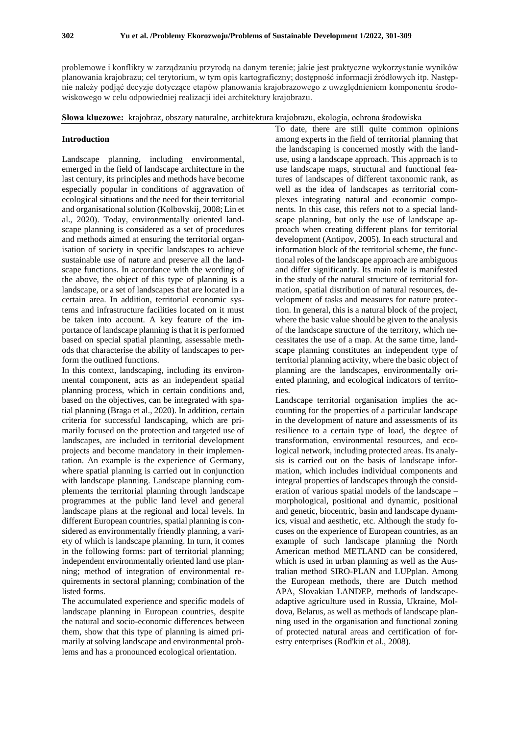problemowe i konflikty w zarządzaniu przyrodą na danym terenie; jakie jest praktyczne wykorzystanie wyników planowania krajobrazu; cel terytorium, w tym opis kartograficzny; dostępność informacji źródłowych itp. Następnie należy podjąć decyzje dotyczące etapów planowania krajobrazowego z uwzględnieniem komponentu środowiskowego w celu odpowiedniej realizacji idei architektury krajobrazu.

**Słowa kluczowe:** krajobraz, obszary naturalne, architektura krajobrazu, ekologia, ochrona środowiska

## Introduction

Landscape planning, including environmental, emerged in the field of landscape architecture in the last century, its principles and methods have become especially popular in conditions of aggravation of ecological situations and the need for their territorial and organisational solution (Kolbovskij, 2008; Lin et al., 2020). Today, environmentally oriented landscape planning is considered as a set of procedures and methods aimed at ensuring the territorial organisation of society in specific landscapes to achieve sustainable use of nature and preserve all the landscape functions. In accordance with the wording of the above, the object of this type of planning is a landscape, or a set of landscapes that are located in a certain area. In addition, territorial economic systems and infrastructure facilities located on it must be taken into account. A key feature of the importance of landscape planning is that it is performed based on special spatial planning, assessable methods that characterise the ability of landscapes to perform the outlined functions.

In this context, landscaping, including its environmental component, acts as an independent spatial planning process, which in certain conditions and, based on the objectives, can be integrated with spatial planning (Braga et al., 2020). In addition, certain criteria for successful landscaping, which are primarily focused on the protection and targeted use of landscapes, are included in territorial development projects and become mandatory in their implementation. An example is the experience of Germany, where spatial planning is carried out in conjunction with landscape planning. Landscape planning complements the territorial planning through landscape programmes at the public land level and general landscape plans at the regional and local levels. In different European countries, spatial planning is considered as environmentally friendly planning, a variety of which is landscape planning. In turn, it comes in the following forms: part of territorial planning; independent environmentally oriented land use planning; method of integration of environmental requirements in sectoral planning; combination of the listed forms.

The accumulated experience and specific models of landscape planning in European countries, despite the natural and socio-economic differences between them, show that this type of planning is aimed primarily at solving landscape and environmental problems and has a pronounced ecological orientation.

To date, there are still quite common opinions among experts in the field of territorial planning that the landscaping is concerned mostly with the land-use, using a landscape approach. This approach is to use landscape maps, structural and functional features of landscapes of different taxonomic rank, as well as the idea of landscapes as territorial complexes integrating natural and economic components. In this case, this refers not to a special landscape planning, but only the use of landscape approach when creating different plans for territorial development (Antipov, 2005). In each structural and information block of the territorial scheme, the functional roles of the landscape approach are ambiguous and differ significantly. Its main role is manifested in the study of the natural structure of territorial formation, spatial distribution of natural resources, development of tasks and measures for nature protection. In general, this is a natural block of the project, where the basic value should be given to the analysis of the landscape structure of the territory, which necessitates the use of a map. At the same time, landscape planning constitutes an independent type of territorial planning activity, where the basic object of planning are the landscapes, environmentally oriented planning, and ecological indicators of territories.

Landscape territorial organisation implies the accounting for the properties of a particular landscape in the development of nature and assessments of its resilience to a certain type of load, the degree of transformation, environmental resources, and ecological network, including protected areas. Its analysis is carried out on the basis of landscape information, which includes individual components and integral properties of landscapes through the consideration of various spatial models of the landscape – morphological, positional and dynamic, positional and genetic, biocentric, basin and landscape dynamics, visual and aesthetic, etc. Although the study focuses on the experience of European countries, as an example of such landscape planning the North American method METLAND can be considered, which is used in urban planning as well as the Australian method SIRO-PLAN and LUPplan. Among the European methods, there are Dutch method APA, Slovakian LANDEP, methods of landscape-adaptive agriculture used in Russia, Ukraine, Moldova, Belarus, as well as methods of landscape planning used in the organisation and functional zoning of protected natural areas and certification of forestry enterprises (Rod'kin et al., 2008).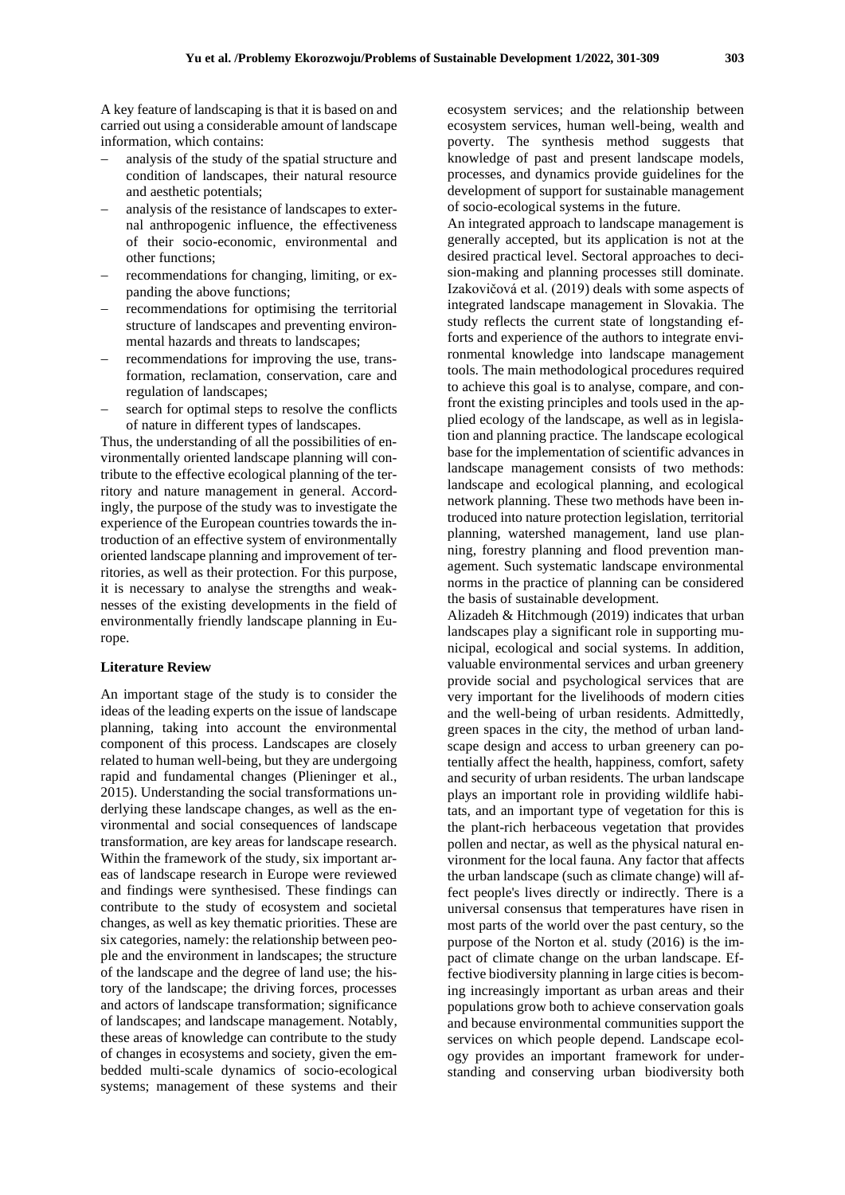A key feature of landscaping is that it is based on and carried out using a considerable amount of landscape information, which contains:

- analysis of the study of the spatial structure and condition of landscapes, their natural resource and aesthetic potentials;
- analysis of the resistance of landscapes to external anthropogenic influence, the effectiveness of their socio-economic, environmental and other functions;
- recommendations for changing, limiting, or expanding the above functions;
- recommendations for optimising the territorial structure of landscapes and preventing environmental hazards and threats to landscapes;
- recommendations for improving the use, transformation, reclamation, conservation, care and regulation of landscapes;
- search for optimal steps to resolve the conflicts of nature in different types of landscapes.

Thus, the understanding of all the possibilities of environmentally oriented landscape planning will contribute to the effective ecological planning of the territory and nature management in general. Accordingly, the purpose of the study was to investigate the experience of the European countries towards the introduction of an effective system of environmentally oriented landscape planning and improvement of territories, as well as their protection. For this purpose, it is necessary to analyse the strengths and weaknesses of the existing developments in the field of environmentally friendly landscape planning in Europe.

### Literature Review

An important stage of the study is to consider the ideas of the leading experts on the issue of landscape planning, taking into account the environmental component of this process. Landscapes are closely related to human well-being, but they are undergoing rapid and fundamental changes (Plieninger et al., 2015). Understanding the social transformations underlying these landscape changes, as well as the environmental and social consequences of landscape transformation, are key areas for landscape research. Within the framework of the study, six important areas of landscape research in Europe were reviewed and findings were synthesised. These findings can contribute to the study of ecosystem and societal changes, as well as key thematic priorities. These are six categories, namely: the relationship between people and the environment in landscapes; the structure of the landscape and the degree of land use; the history of the landscape; the driving forces, processes and actors of landscape transformation; significance of landscapes; and landscape management. Notably, these areas of knowledge can contribute to the study of changes in ecosystems and society, given the embedded multi-scale dynamics of socio-ecological systems; management of these systems and their ecosystem services; and the relationship between ecosystem services, human well-being, wealth and poverty. The synthesis method suggests that knowledge of past and present landscape models, processes, and dynamics provide guidelines for the development of support for sustainable management of socio-ecological systems in the future.

An integrated approach to landscape management is generally accepted, but its application is not at the desired practical level. Sectoral approaches to decision-making and planning processes still dominate. Izakovičová et al. (2019) deals with some aspects of integrated landscape management in Slovakia. The study reflects the current state of longstanding efforts and experience of the authors to integrate environmental knowledge into landscape management tools. The main methodological procedures required to achieve this goal is to analyse, compare, and confront the existing principles and tools used in the applied ecology of the landscape, as well as in legislation and planning practice. The landscape ecological base for the implementation of scientific advances in landscape management consists of two methods: landscape and ecological planning, and ecological network planning. These two methods have been introduced into nature protection legislation, territorial planning, watershed management, land use planning, forestry planning and flood prevention management. Such systematic landscape environmental norms in the practice of planning can be considered the basis of sustainable development.

Alizadeh & Hitchmough (2019) indicates that urban landscapes play a significant role in supporting municipal, ecological and social systems. In addition, valuable environmental services and urban greenery provide social and psychological services that are very important for the livelihoods of modern cities and the well-being of urban residents. Admittedly, green spaces in the city, the method of urban landscape design and access to urban greenery can potentially affect the health, happiness, comfort, safety and security of urban residents. The urban landscape plays an important role in providing wildlife habitats, and an important type of vegetation for this is the plant-rich herbaceous vegetation that provides pollen and nectar, as well as the physical natural environment for the local fauna. Any factor that affects the urban landscape (such as climate change) will affect people's lives directly or indirectly. There is a universal consensus that temperatures have risen in most parts of the world over the past century, so the purpose of the Norton et al. study (2016) is the impact of climate change on the urban landscape. Effective biodiversity planning in large cities is becoming increasingly important as urban areas and their populations grow both to achieve conservation goals and because environmental communities support the services on which people depend. Landscape ecology provides an important framework for understanding and conserving urban biodiversity both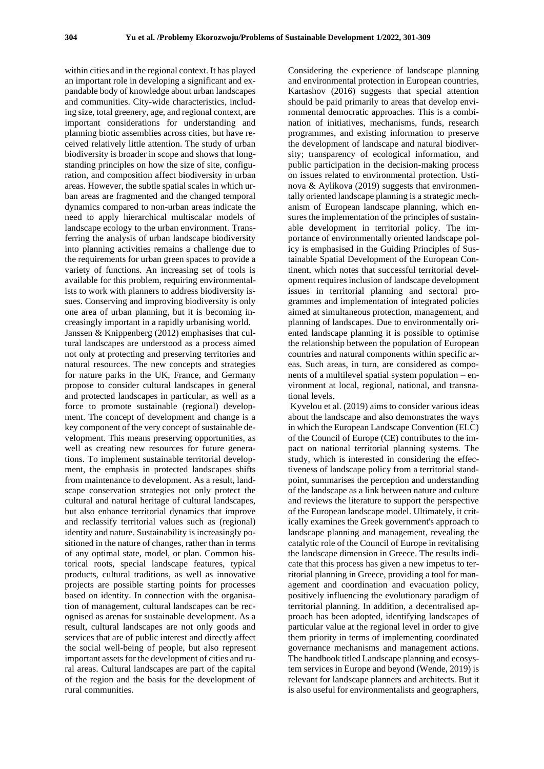within cities and in the regional context. It has played an important role in developing a significant and expandable body of knowledge about urban landscapes and communities. City-wide characteristics, including size, total greenery, age, and regional context, are important considerations for understanding and planning biotic assemblies across cities, but have received relatively little attention. The study of urban biodiversity is broader in scope and shows that long-standing principles on how the size of site, configuration, and composition affect biodiversity in urban areas. However, the subtle spatial scales in which urban areas are fragmented and the changed temporal dynamics compared to non-urban areas indicate the need to apply hierarchical multiscalar models of landscape ecology to the urban environment. Transferring the analysis of urban landscape biodiversity into planning activities remains a challenge due to the requirements for urban green spaces to provide a variety of functions. An increasing set of tools is available for this problem, requiring environmentalists to work with planners to address biodiversity issues. Conserving and improving biodiversity is only one area of urban planning, but it is becoming increasingly important in a rapidly urbanising world.

Janssen & Knippenberg (2012) emphasises that cultural landscapes are understood as a process aimed not only at protecting and preserving territories and natural resources. The new concepts and strategies for nature parks in the UK, France, and Germany propose to consider cultural landscapes in general and protected landscapes in particular, as well as a force to promote sustainable (regional) development. The concept of development and change is a key component of the very concept of sustainable development. This means preserving opportunities, as well as creating new resources for future generations. To implement sustainable territorial development, the emphasis in protected landscapes shifts from maintenance to development. As a result, landscape conservation strategies not only protect the cultural and natural heritage of cultural landscapes, but also enhance territorial dynamics that improve and reclassify territorial values such as (regional) identity and nature. Sustainability is increasingly positioned in the nature of changes, rather than in terms of any optimal state, model, or plan. Common historical roots, special landscape features, typical products, cultural traditions, as well as innovative projects are possible starting points for processes based on identity. In connection with the organisation of management, cultural landscapes can be recognised as arenas for sustainable development. As a result, cultural landscapes are not only goods and services that are of public interest and directly affect the social well-being of people, but also represent important assets for the development of cities and rural areas. Cultural landscapes are part of the capital of the region and the basis for the development of rural communities.

Considering the experience of landscape planning and environmental protection in European countries, Kartashov (2016) suggests that special attention should be paid primarily to areas that develop environmental democratic approaches. This is a combination of initiatives, mechanisms, funds, research programmes, and existing information to preserve the development of landscape and natural biodiversity; transparency of ecological information, and public participation in the decision-making process on issues related to environmental protection. Ustinova & Aylikova (2019) suggests that environmentally oriented landscape planning is a strategic mechanism of European landscape planning, which ensures the implementation of the principles of sustainable development in territorial policy. The importance of environmentally oriented landscape policy is emphasised in the Guiding Principles of Sustainable Spatial Development of the European Continent, which notes that successful territorial development requires inclusion of landscape development issues in territorial planning and sectoral programmes and implementation of integrated policies aimed at simultaneous protection, management, and planning of landscapes. Due to environmentally oriented landscape planning it is possible to optimise the relationship between the population of European countries and natural components within specific areas. Such areas, in turn, are considered as components of a multilevel spatial system population – environment at local, regional, national, and transnational levels.

Kyvelou et al. (2019) aims to consider various ideas about the landscape and also demonstrates the ways in which the European Landscape Convention (ELC) of the Council of Europe (CE) contributes to the impact on national territorial planning systems. The study, which is interested in considering the effectiveness of landscape policy from a territorial standpoint, summarises the perception and understanding of the landscape as a link between nature and culture and reviews the literature to support the perspective of the European landscape model. Ultimately, it critically examines the Greek government's approach to landscape planning and management, revealing the catalytic role of the Council of Europe in revitalising the landscape dimension in Greece. The results indicate that this process has given a new impetus to territorial planning in Greece, providing a tool for management and coordination and evacuation policy, positively influencing the evolutionary paradigm of territorial planning. In addition, a decentralised approach has been adopted, identifying landscapes of particular value at the regional level in order to give them priority in terms of implementing coordinated governance mechanisms and management actions. The handbook titled Landscape planning and ecosystem services in Europe and beyond (Wende, 2019) is relevant for landscape planners and architects. But it is also useful for environmentalists and geographers,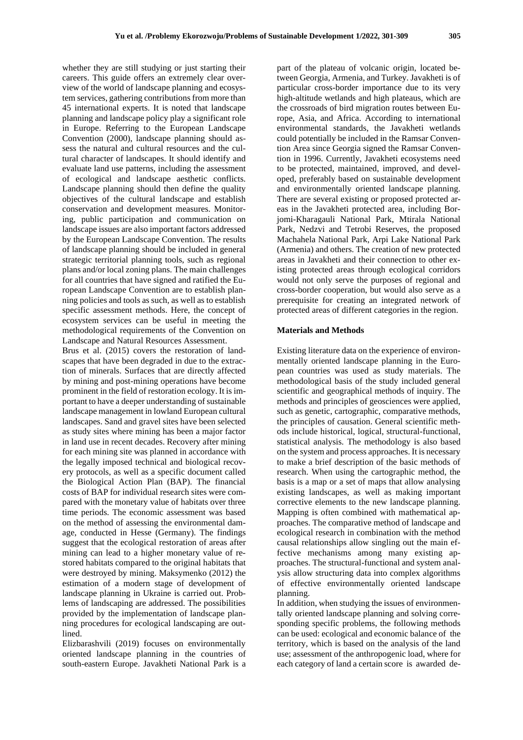whether they are still studying or just starting their careers. This guide offers an extremely clear overview of the world of landscape planning and ecosystem services, gathering contributions from more than 45 international experts. It is noted that landscape planning and landscape policy play a significant role in Europe. Referring to the European Landscape Convention (2000), landscape planning should assess the natural and cultural resources and the cultural character of landscapes. It should identify and evaluate land use patterns, including the assessment of ecological and landscape aesthetic conflicts. Landscape planning should then define the quality objectives of the cultural landscape and establish conservation and development measures. Monitoring, public participation and communication on landscape issues are also important factors addressed by the European Landscape Convention. The results of landscape planning should be included in general strategic territorial planning tools, such as regional plans and/or local zoning plans. The main challenges for all countries that have signed and ratified the European Landscape Convention are to establish planning policies and tools as such, as well as to establish specific assessment methods. Here, the concept of ecosystem services can be useful in meeting the methodological requirements of the Convention on Landscape and Natural Resources Assessment.

Brus et al. (2015) covers the restoration of landscapes that have been degraded in due to the extraction of minerals. Surfaces that are directly affected by mining and post-mining operations have become prominent in the field of restoration ecology. It is important to have a deeper understanding of sustainable landscape management in lowland European cultural landscapes. Sand and gravel sites have been selected as study sites where mining has been a major factor in land use in recent decades. Recovery after mining for each mining site was planned in accordance with the legally imposed technical and biological recovery protocols, as well as a specific document called the Biological Action Plan (BAP). The financial costs of BAP for individual research sites were compared with the monetary value of habitats over three time periods. The economic assessment was based on the method of assessing the environmental damage, conducted in Hesse (Germany). The findings suggest that the ecological restoration of areas after mining can lead to a higher monetary value of restored habitats compared to the original habitats that were destroyed by mining. Maksymenko (2012) the estimation of a modern stage of development of landscape planning in Ukraine is carried out. Problems of landscaping are addressed. The possibilities provided by the implementation of landscape planning procedures for ecological landscaping are outlined.

Elizbarashvili (2019) focuses on environmentally oriented landscape planning in the countries of south-eastern Europe. Javakheti National Park is a part of the plateau of volcanic origin, located between Georgia, Armenia, and Turkey. Javakheti is of particular cross-border importance due to its very high-altitude wetlands and high plateaus, which are the crossroads of bird migration routes between Europe, Asia, and Africa. According to international environmental standards, the Javakheti wetlands could potentially be included in the Ramsar Convention Area since Georgia signed the Ramsar Convention in 1996. Currently, Javakheti ecosystems need to be protected, maintained, improved, and developed, preferably based on sustainable development and environmentally oriented landscape planning. There are several existing or proposed protected areas in the Javakheti protected area, including Borjomi-Kharagauli National Park, Mtirala National Park, Nedzvi and Tetrobi Reserves, the proposed Machahela National Park, Arpi Lake National Park (Armenia) and others. The creation of new protected areas in Javakheti and their connection to other existing protected areas through ecological corridors would not only serve the purposes of regional and cross-border cooperation, but would also serve as a prerequisite for creating an integrated network of protected areas of different categories in the region.

## Materials and Methods

Existing literature data on the experience of environmentally oriented landscape planning in the European countries was used as study materials. The methodological basis of the study included general scientific and geographical methods of inquiry. The methods and principles of geosciences were applied, such as genetic, cartographic, comparative methods, the principles of causation. General scientific methods include historical, logical, structural-functional, statistical analysis. The methodology is also based on the system and process approaches. It is necessary to make a brief description of the basic methods of research. When using the cartographic method, the basis is a map or a set of maps that allow analysing existing landscapes, as well as making important corrective elements to the new landscape planning. Mapping is often combined with mathematical approaches. The comparative method of landscape and ecological research in combination with the method causal relationships allow singling out the main effective mechanisms among many existing approaches. The structural-functional and system analysis allow structuring data into complex algorithms of effective environmentally oriented landscape planning.

In addition, when studying the issues of environmentally oriented landscape planning and solving corresponding specific problems, the following methods can be used: ecological and economic balance of the territory, which is based on the analysis of the land use; assessment of the anthropogenic load, where for each category of land a certain score is awarded de-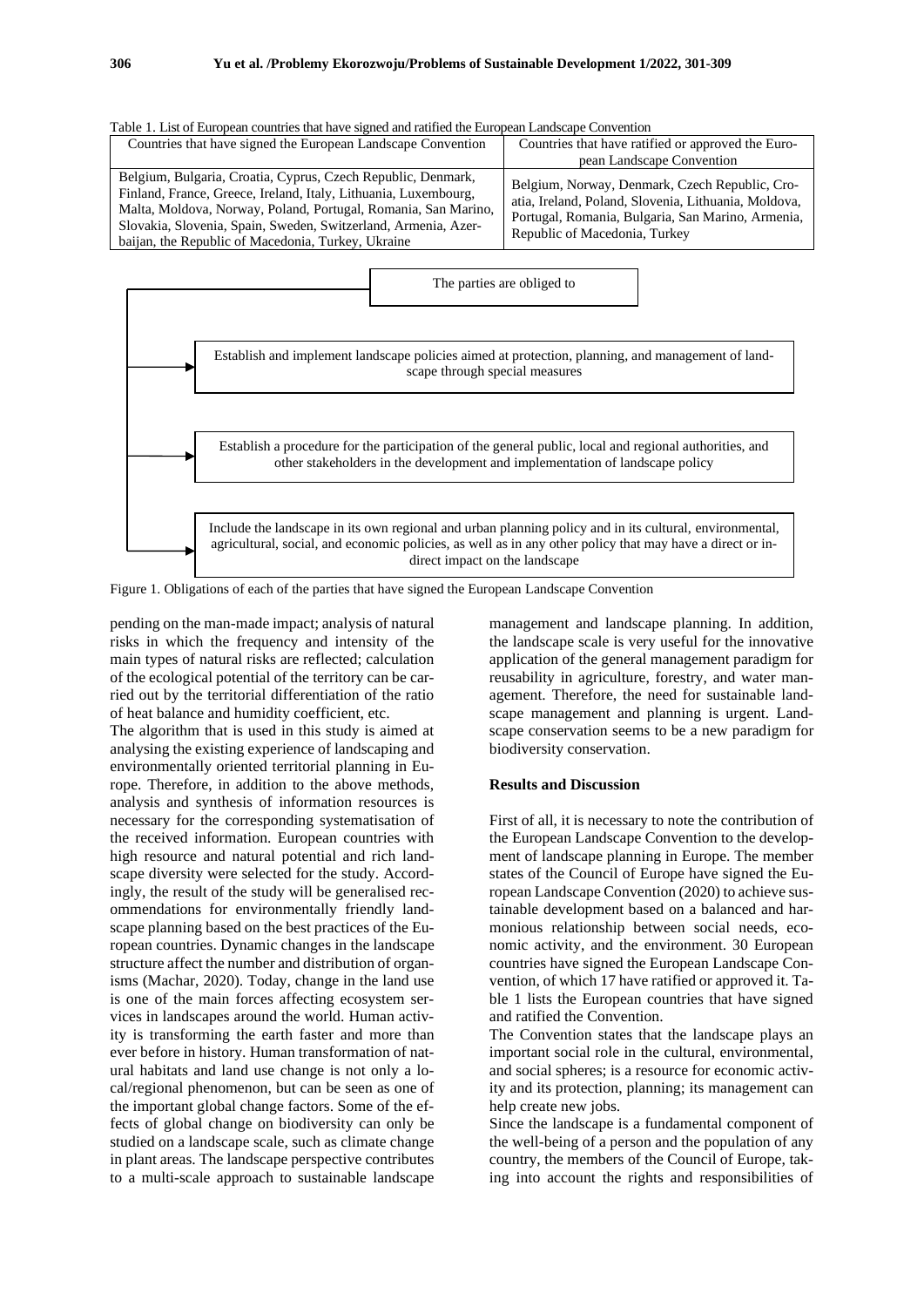Table 1. List of European countries that have signed and ratified the European Landscape Convention

| Countries that have signed the European Landscape Convention | Countries that have ratified or approved the European Landscape Convention |
|---|---|
| Belgium, Bulgaria, Croatia, Cyprus, Czech Republic, Denmark, Finland, France, Greece, Ireland, Italy, Lithuania, Luxembourg, Malta, Moldova, Norway, Poland, Portugal, Romania, San Marino, Slovakia, Slovenia, Spain, Sweden, Switzerland, Armenia, Azerbaijan, the Republic of Macedonia, Turkey, Ukraine | Belgium, Norway, Denmark, Czech Republic, Croatia, Ireland, Poland, Slovenia, Lithuania, Moldova, Portugal, Romania, Bulgaria, San Marino, Armenia, Republic of Macedonia, Turkey |

The parties are obliged to

- Establish and implement landscape policies aimed at protection, planning, and management of landscape through special measures
- Establish a procedure for the participation of the general public, local and regional authorities, and other stakeholders in the development and implementation of landscape policy
- Include the landscape in its own regional and urban planning policy and in its cultural, environmental, agricultural, social, and economic policies, as well as in any other policy that may have a direct or indirect impact on the landscape

Figure 1. Obligations of each of the parties that have signed the European Landscape Convention

pending on the man-made impact; analysis of natural risks in which the frequency and intensity of the main types of natural risks are reflected; calculation of the ecological potential of the territory can be carried out by the territorial differentiation of the ratio of heat balance and humidity coefficient, etc.

The algorithm that is used in this study is aimed at analysing the existing experience of landscaping and environmentally oriented territorial planning in Europe. Therefore, in addition to the above methods, analysis and synthesis of information resources is necessary for the corresponding systematisation of the received information. European countries with high resource and natural potential and rich landscape diversity were selected for the study. Accordingly, the result of the study will be generalised recommendations for environmentally friendly landscape planning based on the best practices of the European countries. Dynamic changes in the landscape structure affect the number and distribution of organisms (Machar, 2020). Today, change in the land use is one of the main forces affecting ecosystem services in landscapes around the world. Human activity is transforming the earth faster and more than ever before in history. Human transformation of natural habitats and land use change is not only a local/regional phenomenon, but can be seen as one of the important global change factors. Some of the effects of global change on biodiversity can only be studied on a landscape scale, such as climate change in plant areas. The landscape perspective contributes to a multi-scale approach to sustainable landscape management and landscape planning. In addition, the landscape scale is very useful for the innovative application of the general management paradigm for reusability in agriculture, forestry, and water management. Therefore, the need for sustainable landscape management and planning is urgent. Landscape conservation seems to be a new paradigm for biodiversity conservation.

## Results and Discussion

First of all, it is necessary to note the contribution of the European Landscape Convention to the development of landscape planning in Europe. The member states of the Council of Europe have signed the European Landscape Convention (2020) to achieve sustainable development based on a balanced and harmonious relationship between social needs, economic activity, and the environment. 30 European countries have signed the European Landscape Convention, of which 17 have ratified or approved it. Table 1 lists the European countries that have signed and ratified the Convention.

The Convention states that the landscape plays an important social role in the cultural, environmental, and social spheres; is a resource for economic activity and its protection, planning; its management can help create new jobs.

Since the landscape is a fundamental component of the well-being of a person and the population of any country, the members of the Council of Europe, taking into account the rights and responsibilities of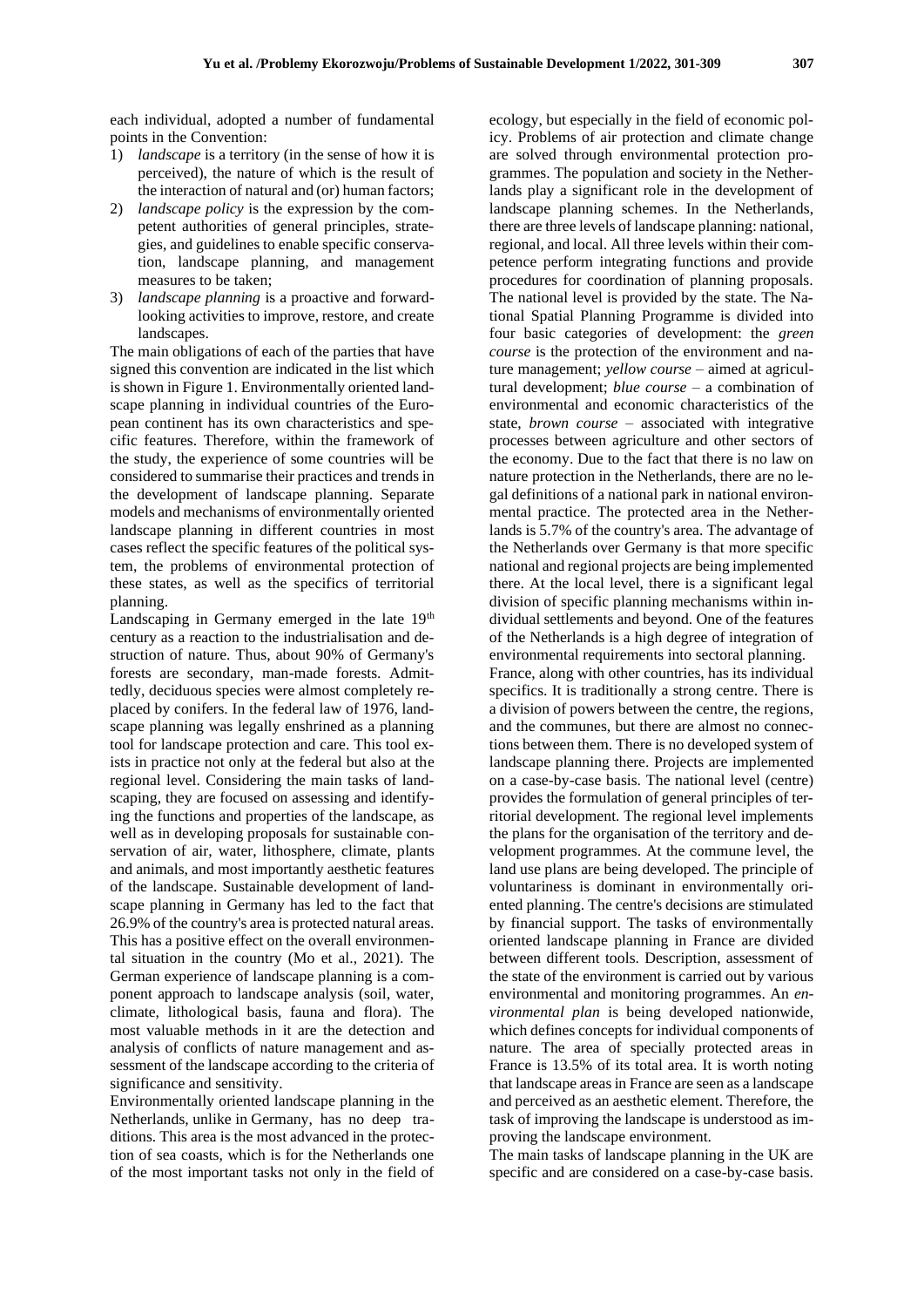each individual, adopted a number of fundamental points in the Convention:

1) *landscape* is a territory (in the sense of how it is perceived), the nature of which is the result of the interaction of natural and (or) human factors;
2) *landscape policy* is the expression by the competent authorities of general principles, strategies, and guidelines to enable specific conservation, landscape planning, and management measures to be taken;
3) *landscape planning* is a proactive and forward-looking activities to improve, restore, and create landscapes.

The main obligations of each of the parties that have signed this convention are indicated in the list which is shown in Figure 1. Environmentally oriented landscape planning in individual countries of the European continent has its own characteristics and specific features. Therefore, within the framework of the study, the experience of some countries will be considered to summarise their practices and trends in the development of landscape planning. Separate models and mechanisms of environmentally oriented landscape planning in different countries in most cases reflect the specific features of the political system, the problems of environmental protection of these states, as well as the specifics of territorial planning.

Landscaping in Germany emerged in the late 19th century as a reaction to the industrialisation and destruction of nature. Thus, about 90% of Germany's forests are secondary, man-made forests. Admittedly, deciduous species were almost completely replaced by conifers. In the federal law of 1976, landscape planning was legally enshrined as a planning tool for landscape protection and care. This tool exists in practice not only at the federal but also at the regional level. Considering the main tasks of landscaping, they are focused on assessing and identifying the functions and properties of the landscape, as well as in developing proposals for sustainable conservation of air, water, lithosphere, climate, plants and animals, and most importantly aesthetic features of the landscape. Sustainable development of landscape planning in Germany has led to the fact that 26.9% of the country's area is protected natural areas. This has a positive effect on the overall environmental situation in the country (Mo et al., 2021). The German experience of landscape planning is a component approach to landscape analysis (soil, water, climate, lithological basis, fauna and flora). The most valuable methods in it are the detection and analysis of conflicts of nature management and assessment of the landscape according to the criteria of significance and sensitivity.

Environmentally oriented landscape planning in the Netherlands, unlike in Germany, has no deep traditions. This area is the most advanced in the protection of sea coasts, which is for the Netherlands one of the most important tasks not only in the field of ecology, but especially in the field of economic policy. Problems of air protection and climate change are solved through environmental protection programmes. The population and society in the Netherlands play a significant role in the development of landscape planning schemes. In the Netherlands, there are three levels of landscape planning: national, regional, and local. All three levels within their competence perform integrating functions and provide procedures for coordination of planning proposals. The national level is provided by the state. The National Spatial Planning Programme is divided into four basic categories of development: the *green course* is the protection of the environment and nature management; *yellow course* – aimed at agricultural development; *blue course* – a combination of environmental and economic characteristics of the state, *brown course* – associated with integrative processes between agriculture and other sectors of the economy. Due to the fact that there is no law on nature protection in the Netherlands, there are no legal definitions of a national park in national environmental practice. The protected area in the Netherlands is 5.7% of the country's area. The advantage of the Netherlands over Germany is that more specific national and regional projects are being implemented there. At the local level, there is a significant legal division of specific planning mechanisms within individual settlements and beyond. One of the features of the Netherlands is a high degree of integration of environmental requirements into sectoral planning.

France, along with other countries, has its individual specifics. It is traditionally a strong centre. There is a division of powers between the centre, the regions, and the communes, but there are almost no connections between them. There is no developed system of landscape planning there. Projects are implemented on a case-by-case basis. The national level (centre) provides the formulation of general principles of territorial development. The regional level implements the plans for the organisation of the territory and development programmes. At the commune level, the land use plans are being developed. The principle of voluntariness is dominant in environmentally oriented planning. The centre's decisions are stimulated by financial support. The tasks of environmentally oriented landscape planning in France are divided between different tools. Description, assessment of the state of the environment is carried out by various environmental and monitoring programmes. An *environmental plan* is being developed nationwide, which defines concepts for individual components of nature. The area of specially protected areas in France is 13.5% of its total area. It is worth noting that landscape areas in France are seen as a landscape and perceived as an aesthetic element. Therefore, the task of improving the landscape is understood as improving the landscape environment.

The main tasks of landscape planning in the UK are specific and are considered on a case-by-case basis.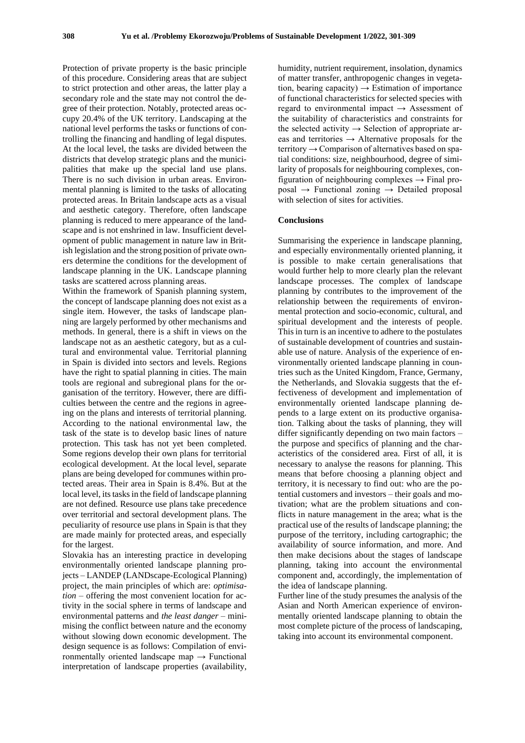Protection of private property is the basic principle of this procedure. Considering areas that are subject to strict protection and other areas, the latter play a secondary role and the state may not control the degree of their protection. Notably, protected areas occupy 20.4% of the UK territory. Landscaping at the national level performs the tasks or functions of controlling the financing and handling of legal disputes. At the local level, the tasks are divided between the districts that develop strategic plans and the municipalities that make up the special land use plans. There is no such division in urban areas. Environmental planning is limited to the tasks of allocating protected areas. In Britain landscape acts as a visual and aesthetic category. Therefore, often landscape planning is reduced to mere appearance of the landscape and is not enshrined in law. Insufficient development of public management in nature law in British legislation and the strong position of private owners determine the conditions for the development of landscape planning in the UK. Landscape planning tasks are scattered across planning areas.

Within the framework of Spanish planning system, the concept of landscape planning does not exist as a single item. However, the tasks of landscape planning are largely performed by other mechanisms and methods. In general, there is a shift in views on the landscape not as an aesthetic category, but as a cultural and environmental value. Territorial planning in Spain is divided into sectors and levels. Regions have the right to spatial planning in cities. The main tools are regional and subregional plans for the organisation of the territory. However, there are difficulties between the centre and the regions in agreeing on the plans and interests of territorial planning. According to the national environmental law, the task of the state is to develop basic lines of nature protection. This task has not yet been completed. Some regions develop their own plans for territorial ecological development. At the local level, separate plans are being developed for communes within protected areas. Their area in Spain is 8.4%. But at the local level, its tasks in the field of landscape planning are not defined. Resource use plans take precedence over territorial and sectoral development plans. The peculiarity of resource use plans in Spain is that they are made mainly for protected areas, and especially for the largest.

Slovakia has an interesting practice in developing environmentally oriented landscape planning projects – LANDEP (LANDscape-Ecological Planning) project, the main principles of which are: *optimisation* – offering the most convenient location for activity in the social sphere in terms of landscape and environmental patterns and *the least danger* – minimising the conflict between nature and the economy without slowing down economic development. The design sequence is as follows: Compilation of environmentally oriented landscape map → Functional interpretation of landscape properties (availability, humidity, nutrient requirement, insolation, dynamics of matter transfer, anthropogenic changes in vegetation, bearing capacity) → Estimation of importance of functional characteristics for selected species with regard to environmental impact → Assessment of the suitability of characteristics and constraints for the selected activity → Selection of appropriate areas and territories → Alternative proposals for the territory → Comparison of alternatives based on spatial conditions: size, neighbourhood, degree of similarity of proposals for neighbouring complexes, configuration of neighbouring complexes → Final proposal → Functional zoning → Detailed proposal with selection of sites for activities.

## Conclusions

Summarising the experience in landscape planning, and especially environmentally oriented planning, it is possible to make certain generalisations that would further help to more clearly plan the relevant landscape processes. The complex of landscape planning by contributes to the improvement of the relationship between the requirements of environmental protection and socio-economic, cultural, and spiritual development and the interests of people. This in turn is an incentive to adhere to the postulates of sustainable development of countries and sustainable use of nature. Analysis of the experience of environmentally oriented landscape planning in countries such as the United Kingdom, France, Germany, the Netherlands, and Slovakia suggests that the effectiveness of development and implementation of environmentally oriented landscape planning depends to a large extent on its productive organisation. Talking about the tasks of planning, they will differ significantly depending on two main factors – the purpose and specifics of planning and the characteristics of the considered area. First of all, it is necessary to analyse the reasons for planning. This means that before choosing a planning object and territory, it is necessary to find out: who are the potential customers and investors – their goals and motivation; what are the problem situations and conflicts in nature management in the area; what is the practical use of the results of landscape planning; the purpose of the territory, including cartographic; the availability of source information, and more. And then make decisions about the stages of landscape planning, taking into account the environmental component and, accordingly, the implementation of the idea of landscape planning.

Further line of the study presumes the analysis of the Asian and North American experience of environmentally oriented landscape planning to obtain the most complete picture of the process of landscaping, taking into account its environmental component.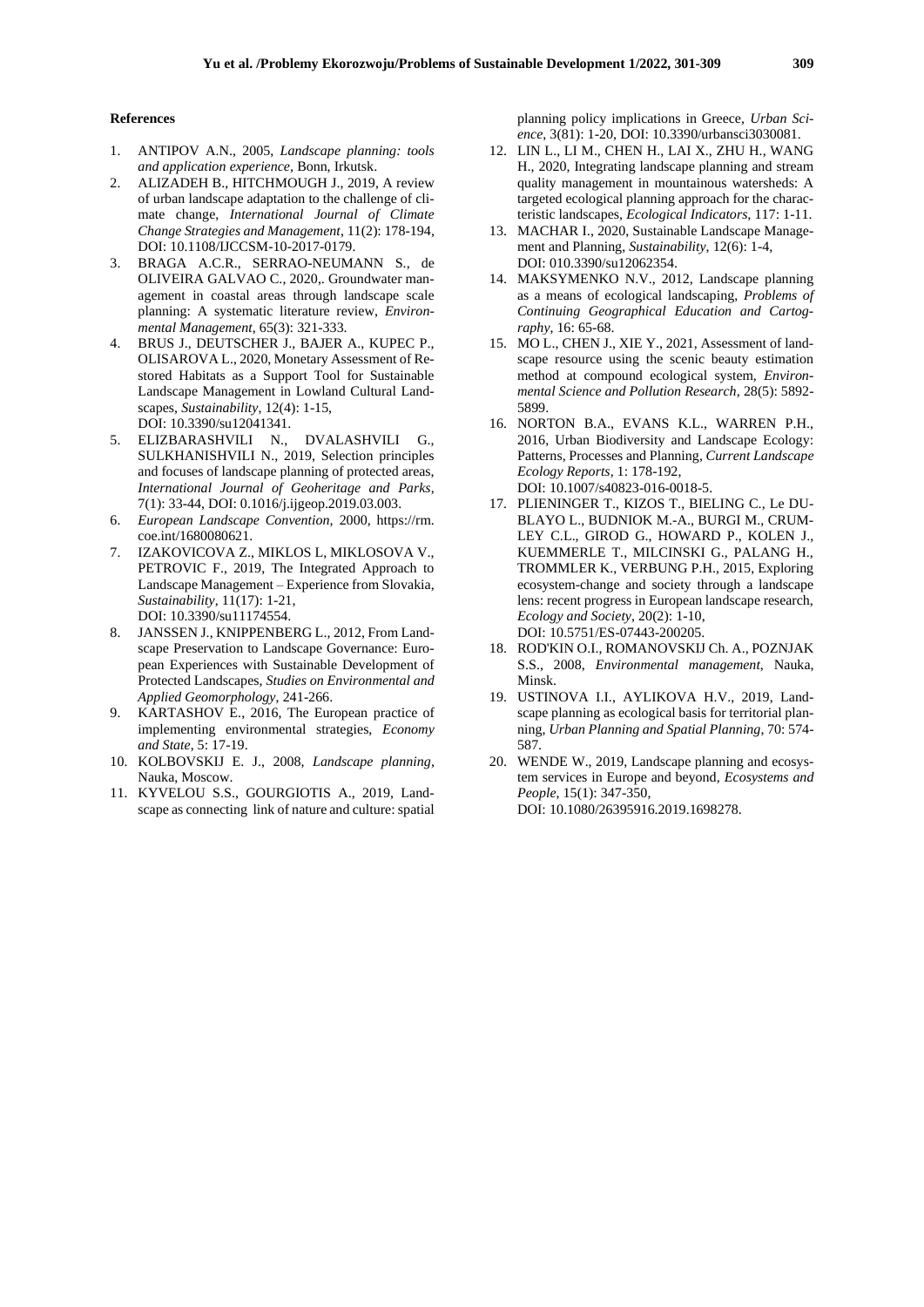**References**

1. ANTIPOV A.N., 2005, *Landscape planning: tools and application experience*, Bonn, Irkutsk.
2. ALIZADEH B., HITCHMOUGH J., 2019, A review of urban landscape adaptation to the challenge of climate change, *International Journal of Climate Change Strategies and Management*, 11(2): 178-194, DOI: 10.1108/IJCCSM-10-2017-0179.
3. BRAGA A.C.R., SERRAO-NEUMANN S., de OLIVEIRA GALVAO C., 2020,. Groundwater management in coastal areas through landscape scale planning: A systematic literature review, *Environmental Management*, 65(3): 321-333.
4. BRUS J., DEUTSCHER J., BAJER A., KUPEC P., OLISAROVA L., 2020, Monetary Assessment of Restored Habitats as a Support Tool for Sustainable Landscape Management in Lowland Cultural Landscapes, *Sustainability*, 12(4): 1-15, DOI: 10.3390/su12041341.
5. ELIZBARASHVILI N., DVALASHVILI G., SULKHANISHVILI N., 2019, Selection principles and focuses of landscape planning of protected areas, *International Journal of Geoheritage and Parks*, 7(1): 33-44, DOI: 0.1016/j.ijgeop.2019.03.003.
6. *European Landscape Convention*, 2000, https://rm.coe.int/1680080621.
7. IZAKOVICOVA Z., MIKLOS L, MIKLOSOVA V., PETROVIC F., 2019, The Integrated Approach to Landscape Management – Experience from Slovakia, *Sustainability*, 11(17): 1-21, DOI: 10.3390/su11174554.
8. JANSSEN J., KNIPPENBERG L., 2012, From Landscape Preservation to Landscape Governance: European Experiences with Sustainable Development of Protected Landscapes, *Studies on Environmental and Applied Geomorphology*, 241-266.
9. KARTASHOV E., 2016, The European practice of implementing environmental strategies, *Economy and State*, 5: 17-19.
10. KOLBOVSKIJ E. J., 2008, *Landscape planning*, Nauka, Moscow.
11. KYVELOU S.S., GOURGIOTIS A., 2019, Landscape as connecting link of nature and culture: spatial planning policy implications in Greece, *Urban Science*, 3(81): 1-20, DOI: 10.3390/urbansci3030081.
12. LIN L., LI M., CHEN H., LAI X., ZHU H., WANG H., 2020, Integrating landscape planning and stream quality management in mountainous watersheds: A targeted ecological planning approach for the characteristic landscapes, *Ecological Indicators*, 117: 1-11.
13. MACHAR I., 2020, Sustainable Landscape Management and Planning, *Sustainability*, 12(6): 1-4, DOI: 010.3390/su12062354.
14. MAKSYMENKO N.V., 2012, Landscape planning as a means of ecological landscaping, *Problems of Continuing Geographical Education and Cartography*, 16: 65-68.
15. MO L., CHEN J., XIE Y., 2021, Assessment of landscape resource using the scenic beauty estimation method at compound ecological system, *Environmental Science and Pollution Research*, 28(5): 5892-5899.
16. NORTON B.A., EVANS K.L., WARREN P.H., 2016, Urban Biodiversity and Landscape Ecology: Patterns, Processes and Planning, *Current Landscape Ecology Reports*, 1: 178-192, DOI: 10.1007/s40823-016-0018-5.
17. PLIENINGER T., KIZOS T., BIELING C., Le DU-BLAYO L., BUDNIOK M.-A., BURGI M., CRUMLEY C.L., GIROD G., HOWARD P., KOLEN J., KUEMMERLE T., MILCINSKI G., PALANG H., TROMMLER K., VERBUNG P.H., 2015, Exploring ecosystem-change and society through a landscape lens: recent progress in European landscape research, *Ecology and Society*, 20(2): 1-10, DOI: 10.5751/ES-07443-200205.
18. ROD'KIN O.I., ROMANOVSKIJ Ch. A., POZNJAK S.S., 2008, *Environmental management*, Nauka, Minsk.
19. USTINOVA I.I., AYLIKOVA H.V., 2019, Landscape planning as ecological basis for territorial planning, *Urban Planning and Spatial Planning*, 70: 574-587.
20. WENDE W., 2019, Landscape planning and ecosystem services in Europe and beyond, *Ecosystems and People*, 15(1): 347-350, DOI: 10.1080/26395916.2019.1698278.